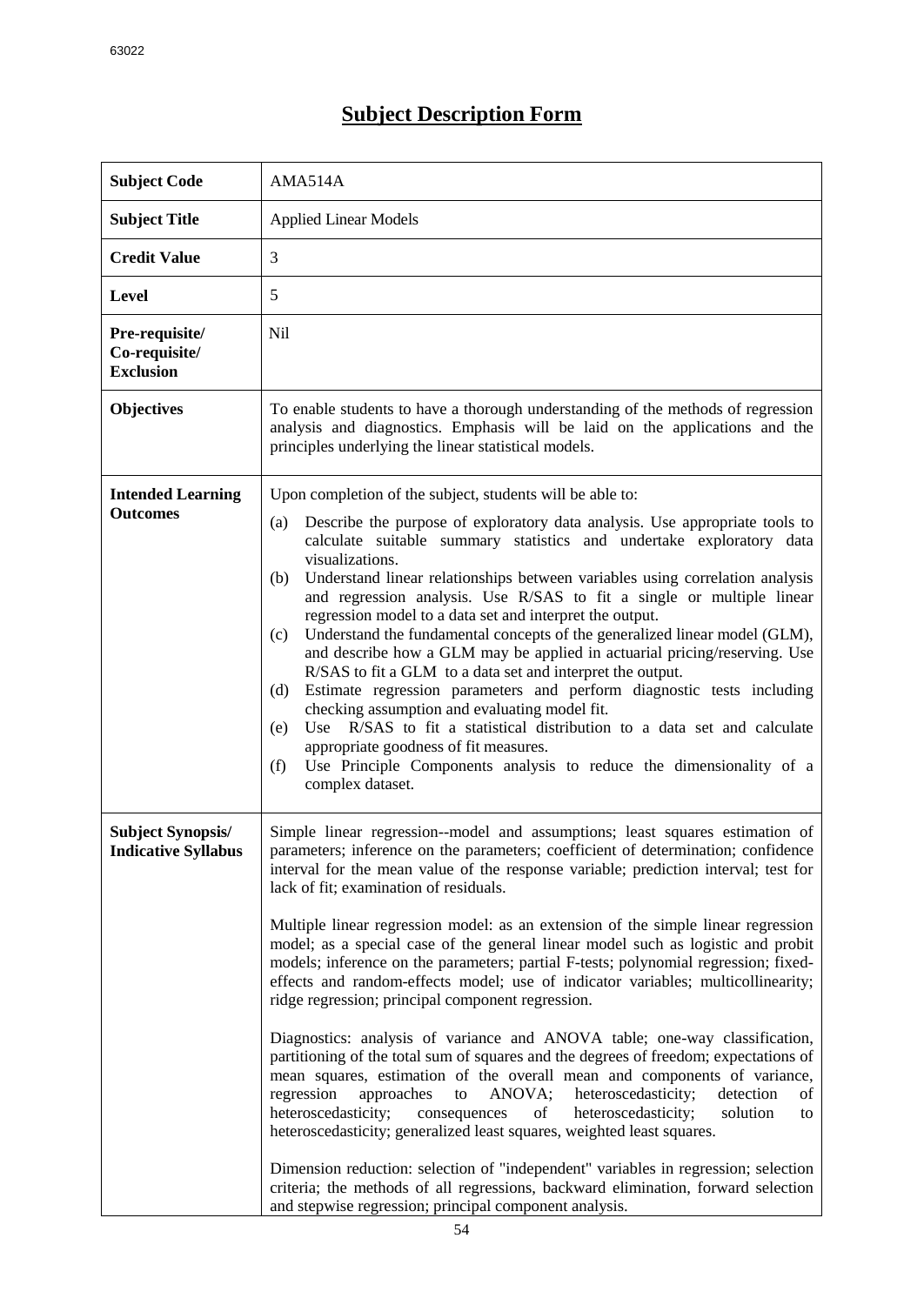# Subject Description Form

| | |
|---|---|
| **Subject Code** | AMA514A |
| **Subject Title** | Applied Linear Models |
| **Credit Value** | 3 |
| **Level** | 5 |
| **Pre-requisite/ Co-requisite/ Exclusion** | Nil |
| **Objectives** | To enable students to have a thorough understanding of the methods of regression analysis and diagnostics. Emphasis will be laid on the applications and the principles underlying the linear statistical models. |
| **Intended Learning Outcomes** | Upon completion of the subject, students will be able to:<br>(a) Describe the purpose of exploratory data analysis. Use appropriate tools to calculate suitable summary statistics and undertake exploratory data visualizations.<br>(b) Understand linear relationships between variables using correlation analysis and regression analysis. Use R/SAS to fit a single or multiple linear regression model to a data set and interpret the output.<br>(c) Understand the fundamental concepts of the generalized linear model (GLM), and describe how a GLM may be applied in actuarial pricing/reserving. Use R/SAS to fit a GLM to a data set and interpret the output.<br>(d) Estimate regression parameters and perform diagnostic tests including checking assumption and evaluating model fit.<br>(e) Use R/SAS to fit a statistical distribution to a data set and calculate appropriate goodness of fit measures.<br>(f) Use Principle Components analysis to reduce the dimensionality of a complex dataset. |
| **Subject Synopsis/ Indicative Syllabus** | Simple linear regression--model and assumptions; least squares estimation of parameters; inference on the parameters; coefficient of determination; confidence interval for the mean value of the response variable; prediction interval; test for lack of fit; examination of residuals.<br><br>Multiple linear regression model: as an extension of the simple linear regression model; as a special case of the general linear model such as logistic and probit models; inference on the parameters; partial F-tests; polynomial regression; fixed-effects and random-effects model; use of indicator variables; multicollinearity; ridge regression; principal component regression.<br><br>Diagnostics: analysis of variance and ANOVA table; one-way classification, partitioning of the total sum of squares and the degrees of freedom; expectations of mean squares, estimation of the overall mean and components of variance, regression approaches to ANOVA; heteroscedasticity; detection of heteroscedasticity; consequences of heteroscedasticity; solution to heteroscedasticity; generalized least squares, weighted least squares.<br><br>Dimension reduction: selection of "independent" variables in regression; selection criteria; the methods of all regressions, backward elimination, forward selection and stepwise regression; principal component analysis. |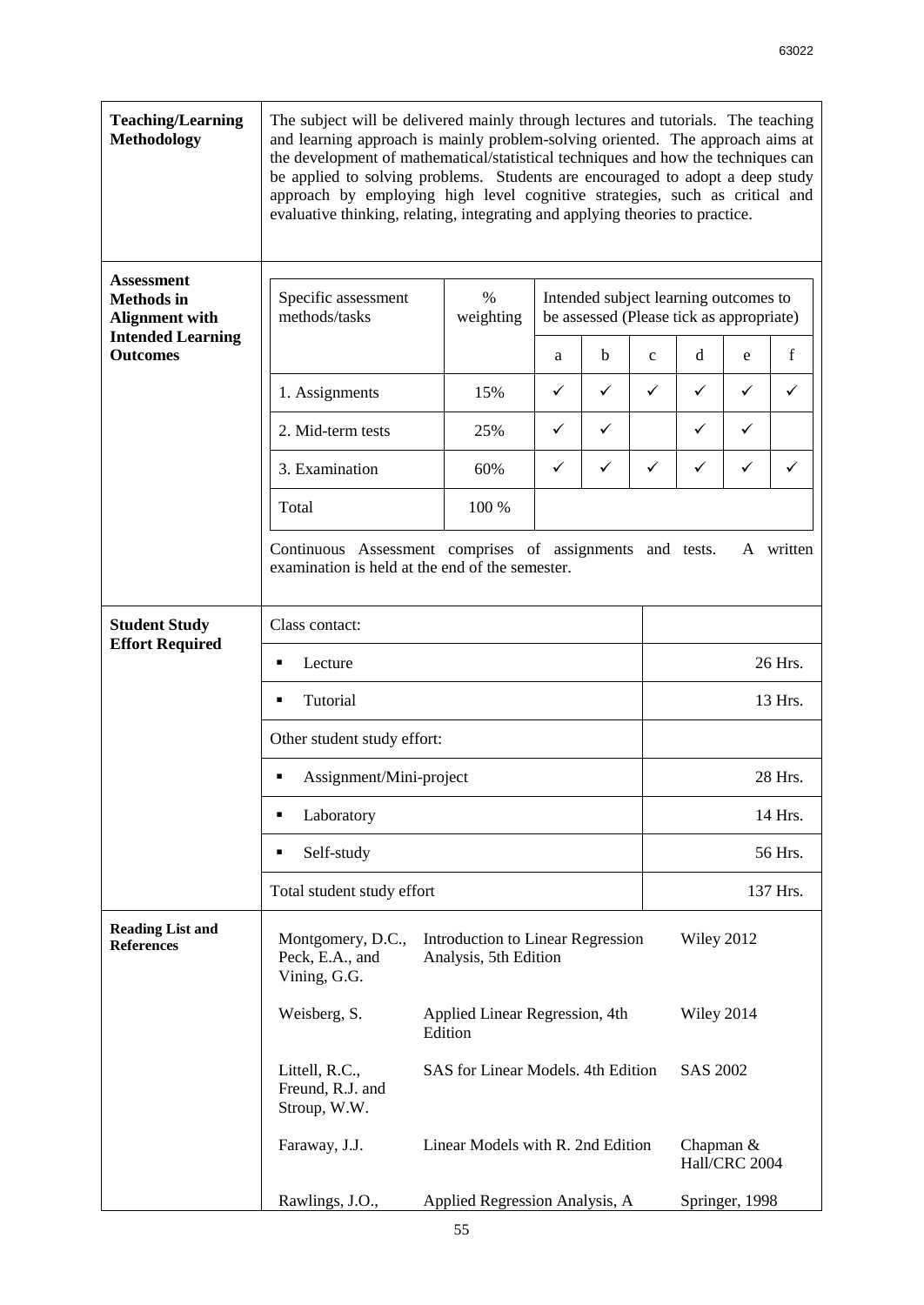| | |
|---|---|
| **Teaching/Learning Methodology** | The subject will be delivered mainly through lectures and tutorials. The teaching and learning approach is mainly problem-solving oriented. The approach aims at the development of mathematical/statistical techniques and how the techniques can be applied to solving problems. Students are encouraged to adopt a deep study approach by employing high level cognitive strategies, such as critical and evaluative thinking, relating, integrating and applying theories to practice. |

**Assessment Methods in Alignment with Intended Learning Outcomes**

| Specific assessment methods/tasks | % weighting | Intended subject learning outcomes to be assessed (Please tick as appropriate) | | | | | |
|---|---|---|---|---|---|---|---|
| | | a | b | c | d | e | f |
| 1. Assignments | 15% | ✓ | ✓ | ✓ | ✓ | ✓ | ✓ |
| 2. Mid-term tests | 25% | ✓ | ✓ | | ✓ | ✓ | |
| 3. Examination | 60% | ✓ | ✓ | ✓ | ✓ | ✓ | ✓ |
| Total | 100 % | | | | | | |

Continuous Assessment comprises of assignments and tests. A written examination is held at the end of the semester.

**Student Study Effort Required**

| | |
|---|---|
| Class contact: | |
| ▪ Lecture | 26 Hrs. |
| ▪ Tutorial | 13 Hrs. |
| Other student study effort: | |
| ▪ Assignment/Mini-project | 28 Hrs. |
| ▪ Laboratory | 14 Hrs. |
| ▪ Self-study | 56 Hrs. |
| Total student study effort | 137 Hrs. |

**Reading List and References**

| | | |
|---|---|---|
| Montgomery, D.C., Peck, E.A., and Vining, G.G. | Introduction to Linear Regression Analysis, 5th Edition | Wiley 2012 |
| Weisberg, S. | Applied Linear Regression, 4th Edition | Wiley 2014 |
| Littell, R.C., Freund, R.J. and Stroup, W.W. | SAS for Linear Models. 4th Edition | SAS 2002 |
| Faraway, J.J. | Linear Models with R. 2nd Edition | Chapman & Hall/CRC 2004 |
| Rawlings, J.O., | Applied Regression Analysis, A | Springer, 1998 |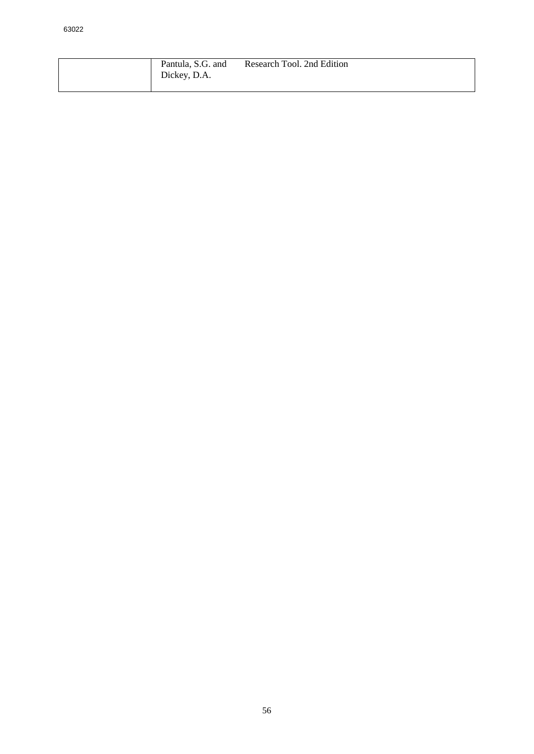| | | |
|---|---|---|
| | Pantula, S.G. and Dickey, D.A. | Research Tool. 2nd Edition |